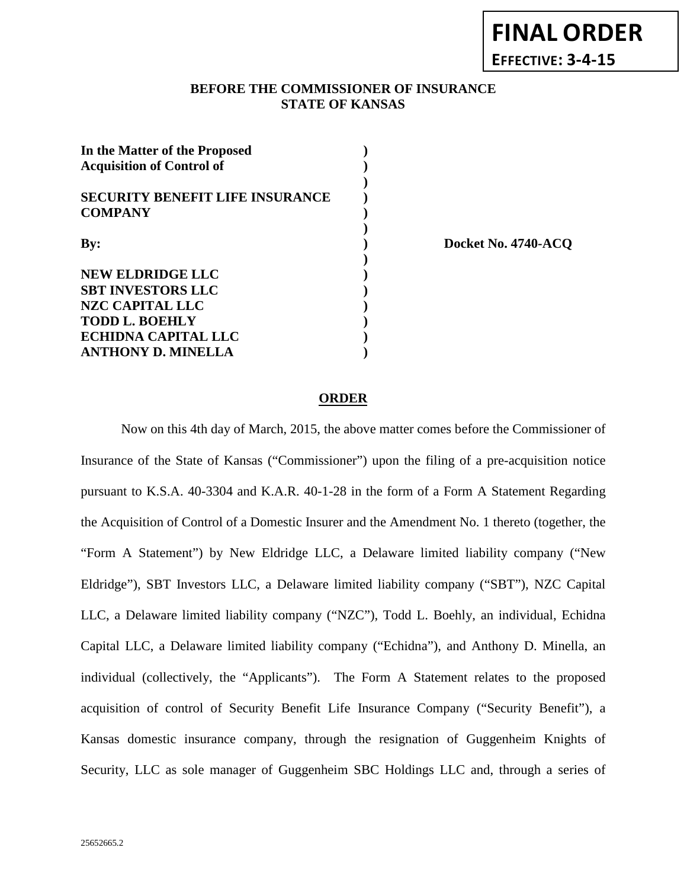**FINAL ORDER**

**EFFECTIVE: 3-4-15**

**BEFORE THE COMMISSIONER OF INSURANCE**
**STATE OF KANSAS**

| | | |
|---|---|---|
| **In the Matter of the Proposed Acquisition of Control of** | ) | |
| **SECURITY BENEFIT LIFE INSURANCE COMPANY** | ) | |
| **By:** | ) | **Docket No. 4740-ACQ** |
| **NEW ELDRIDGE LLC** | ) | |
| **SBT INVESTORS LLC** | ) | |
| **NZC CAPITAL LLC** | ) | |
| **TODD L. BOEHLY** | ) | |
| **ECHIDNA CAPITAL LLC** | ) | |
| **ANTHONY D. MINELLA** | ) | |

## ORDER

Now on this 4th day of March, 2015, the above matter comes before the Commissioner of Insurance of the State of Kansas ("Commissioner") upon the filing of a pre-acquisition notice pursuant to K.S.A. 40-3304 and K.A.R. 40-1-28 in the form of a Form A Statement Regarding the Acquisition of Control of a Domestic Insurer and the Amendment No. 1 thereto (together, the "Form A Statement") by New Eldridge LLC, a Delaware limited liability company ("New Eldridge"), SBT Investors LLC, a Delaware limited liability company ("SBT"), NZC Capital LLC, a Delaware limited liability company ("NZC"), Todd L. Boehly, an individual, Echidna Capital LLC, a Delaware limited liability company ("Echidna"), and Anthony D. Minella, an individual (collectively, the "Applicants"). The Form A Statement relates to the proposed acquisition of control of Security Benefit Life Insurance Company ("Security Benefit"), a Kansas domestic insurance company, through the resignation of Guggenheim Knights of Security, LLC as sole manager of Guggenheim SBC Holdings LLC and, through a series of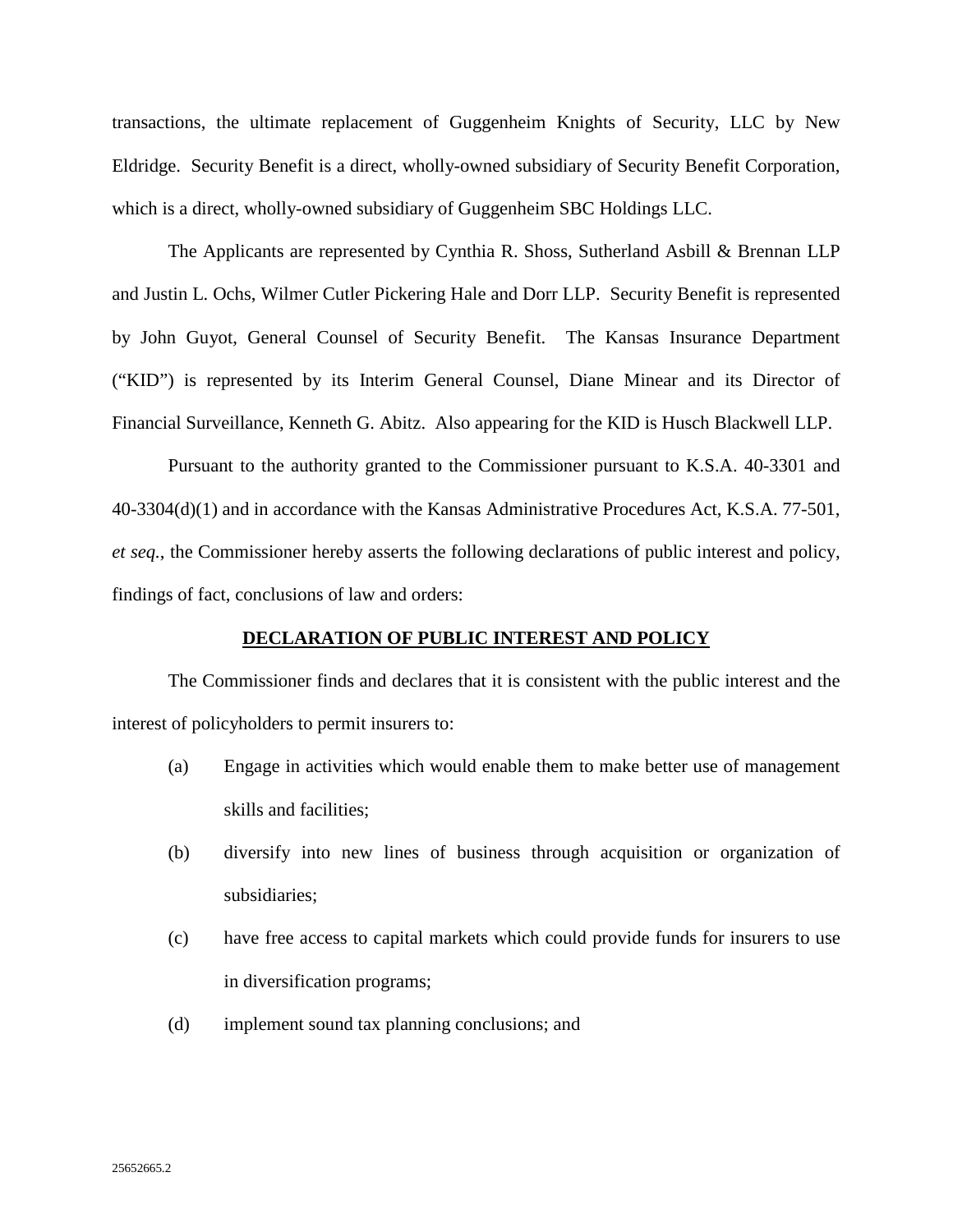transactions, the ultimate replacement of Guggenheim Knights of Security, LLC by New Eldridge. Security Benefit is a direct, wholly-owned subsidiary of Security Benefit Corporation, which is a direct, wholly-owned subsidiary of Guggenheim SBC Holdings LLC.

The Applicants are represented by Cynthia R. Shoss, Sutherland Asbill & Brennan LLP and Justin L. Ochs, Wilmer Cutler Pickering Hale and Dorr LLP. Security Benefit is represented by John Guyot, General Counsel of Security Benefit. The Kansas Insurance Department ("KID") is represented by its Interim General Counsel, Diane Minear and its Director of Financial Surveillance, Kenneth G. Abitz. Also appearing for the KID is Husch Blackwell LLP.

Pursuant to the authority granted to the Commissioner pursuant to K.S.A. 40-3301 and 40-3304(d)(1) and in accordance with the Kansas Administrative Procedures Act, K.S.A. 77-501, *et seq.*, the Commissioner hereby asserts the following declarations of public interest and policy, findings of fact, conclusions of law and orders:

## DECLARATION OF PUBLIC INTEREST AND POLICY

The Commissioner finds and declares that it is consistent with the public interest and the interest of policyholders to permit insurers to:

(a) Engage in activities which would enable them to make better use of management skills and facilities;

(b) diversify into new lines of business through acquisition or organization of subsidiaries;

(c) have free access to capital markets which could provide funds for insurers to use in diversification programs;

(d) implement sound tax planning conclusions; and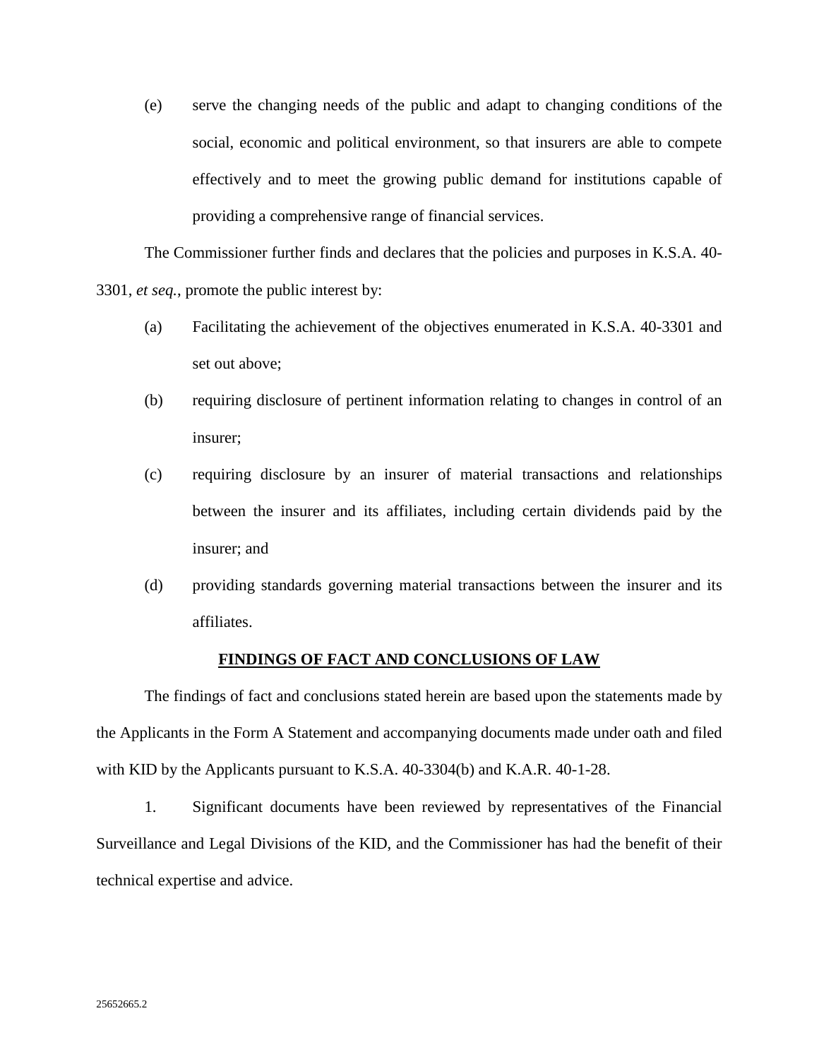(e) serve the changing needs of the public and adapt to changing conditions of the social, economic and political environment, so that insurers are able to compete effectively and to meet the growing public demand for institutions capable of providing a comprehensive range of financial services.

The Commissioner further finds and declares that the policies and purposes in K.S.A. 40-3301, *et seq.*, promote the public interest by:

(a) Facilitating the achievement of the objectives enumerated in K.S.A. 40-3301 and set out above;

(b) requiring disclosure of pertinent information relating to changes in control of an insurer;

(c) requiring disclosure by an insurer of material transactions and relationships between the insurer and its affiliates, including certain dividends paid by the insurer; and

(d) providing standards governing material transactions between the insurer and its affiliates.

**FINDINGS OF FACT AND CONCLUSIONS OF LAW**

The findings of fact and conclusions stated herein are based upon the statements made by the Applicants in the Form A Statement and accompanying documents made under oath and filed with KID by the Applicants pursuant to K.S.A. 40-3304(b) and K.A.R. 40-1-28.

1. Significant documents have been reviewed by representatives of the Financial Surveillance and Legal Divisions of the KID, and the Commissioner has had the benefit of their technical expertise and advice.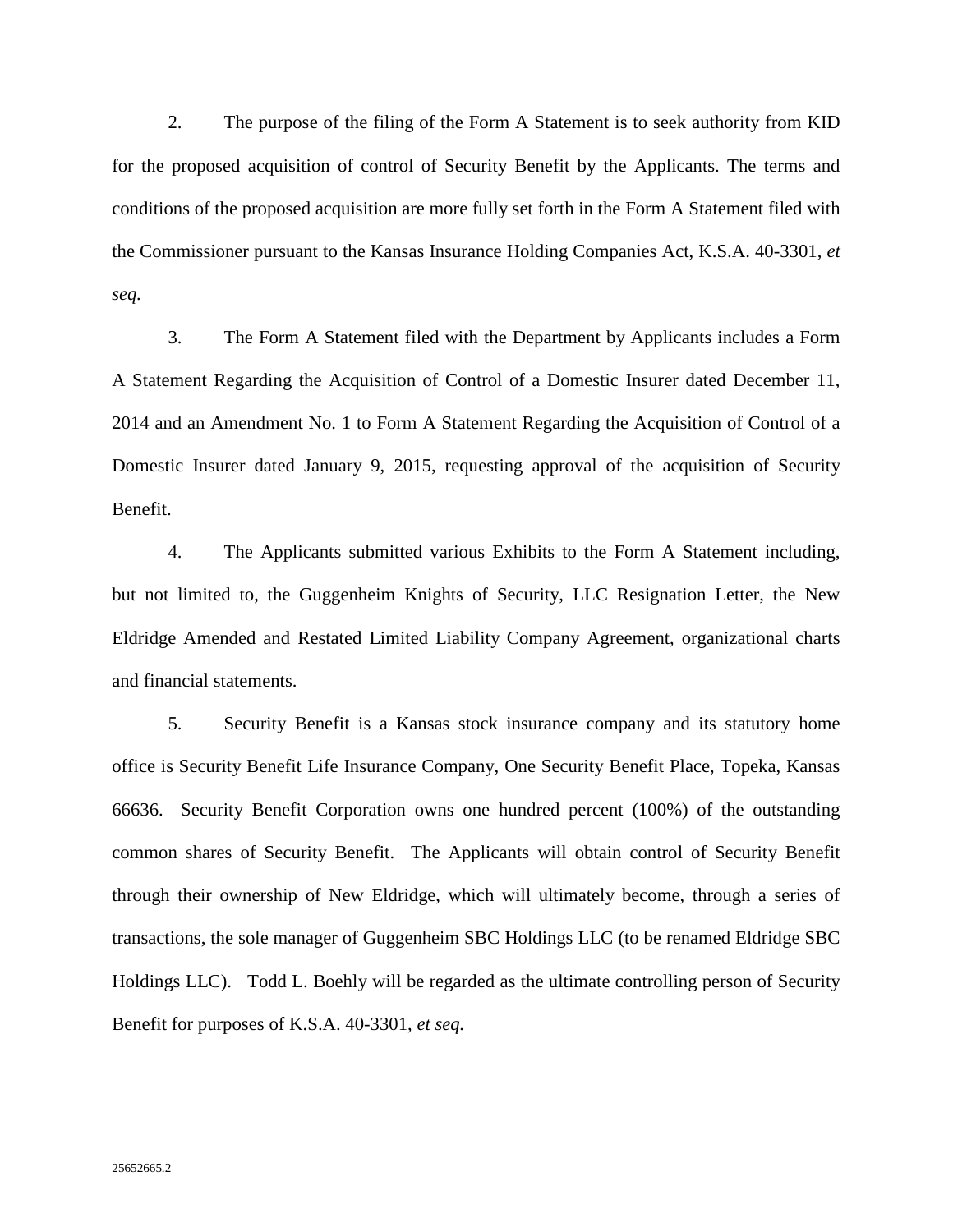2. The purpose of the filing of the Form A Statement is to seek authority from KID for the proposed acquisition of control of Security Benefit by the Applicants. The terms and conditions of the proposed acquisition are more fully set forth in the Form A Statement filed with the Commissioner pursuant to the Kansas Insurance Holding Companies Act, K.S.A. 40-3301, *et seq.*

3. The Form A Statement filed with the Department by Applicants includes a Form A Statement Regarding the Acquisition of Control of a Domestic Insurer dated December 11, 2014 and an Amendment No. 1 to Form A Statement Regarding the Acquisition of Control of a Domestic Insurer dated January 9, 2015, requesting approval of the acquisition of Security Benefit.

4. The Applicants submitted various Exhibits to the Form A Statement including, but not limited to, the Guggenheim Knights of Security, LLC Resignation Letter, the New Eldridge Amended and Restated Limited Liability Company Agreement, organizational charts and financial statements.

5. Security Benefit is a Kansas stock insurance company and its statutory home office is Security Benefit Life Insurance Company, One Security Benefit Place, Topeka, Kansas 66636. Security Benefit Corporation owns one hundred percent (100%) of the outstanding common shares of Security Benefit. The Applicants will obtain control of Security Benefit through their ownership of New Eldridge, which will ultimately become, through a series of transactions, the sole manager of Guggenheim SBC Holdings LLC (to be renamed Eldridge SBC Holdings LLC). Todd L. Boehly will be regarded as the ultimate controlling person of Security Benefit for purposes of K.S.A. 40-3301, *et seq.*

25652665.2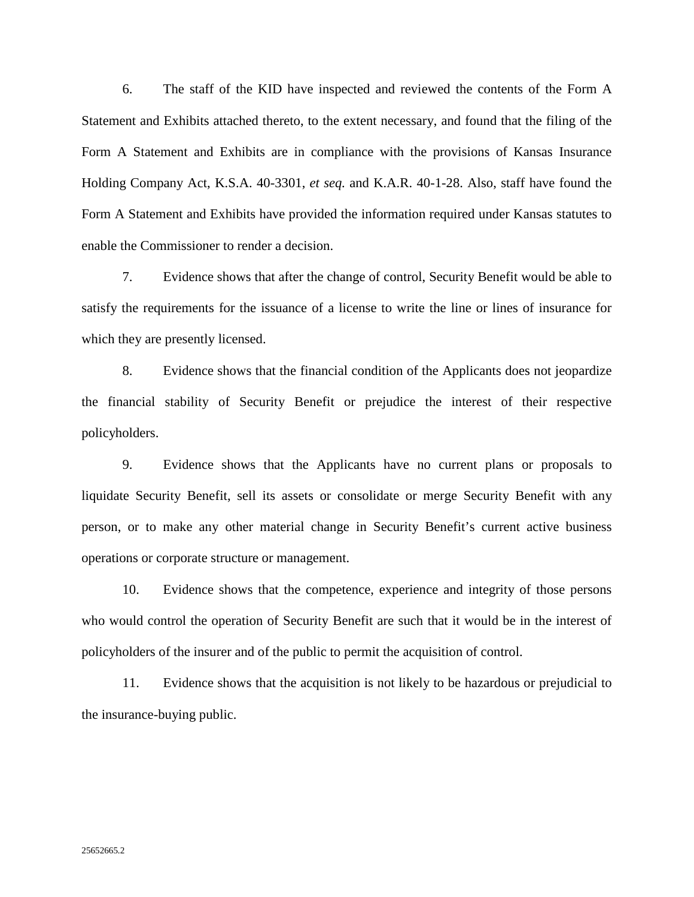6. The staff of the KID have inspected and reviewed the contents of the Form A Statement and Exhibits attached thereto, to the extent necessary, and found that the filing of the Form A Statement and Exhibits are in compliance with the provisions of Kansas Insurance Holding Company Act, K.S.A. 40-3301, *et seq.* and K.A.R. 40-1-28. Also, staff have found the Form A Statement and Exhibits have provided the information required under Kansas statutes to enable the Commissioner to render a decision.

7. Evidence shows that after the change of control, Security Benefit would be able to satisfy the requirements for the issuance of a license to write the line or lines of insurance for which they are presently licensed.

8. Evidence shows that the financial condition of the Applicants does not jeopardize the financial stability of Security Benefit or prejudice the interest of their respective policyholders.

9. Evidence shows that the Applicants have no current plans or proposals to liquidate Security Benefit, sell its assets or consolidate or merge Security Benefit with any person, or to make any other material change in Security Benefit's current active business operations or corporate structure or management.

10. Evidence shows that the competence, experience and integrity of those persons who would control the operation of Security Benefit are such that it would be in the interest of policyholders of the insurer and of the public to permit the acquisition of control.

11. Evidence shows that the acquisition is not likely to be hazardous or prejudicial to the insurance-buying public.

25652665.2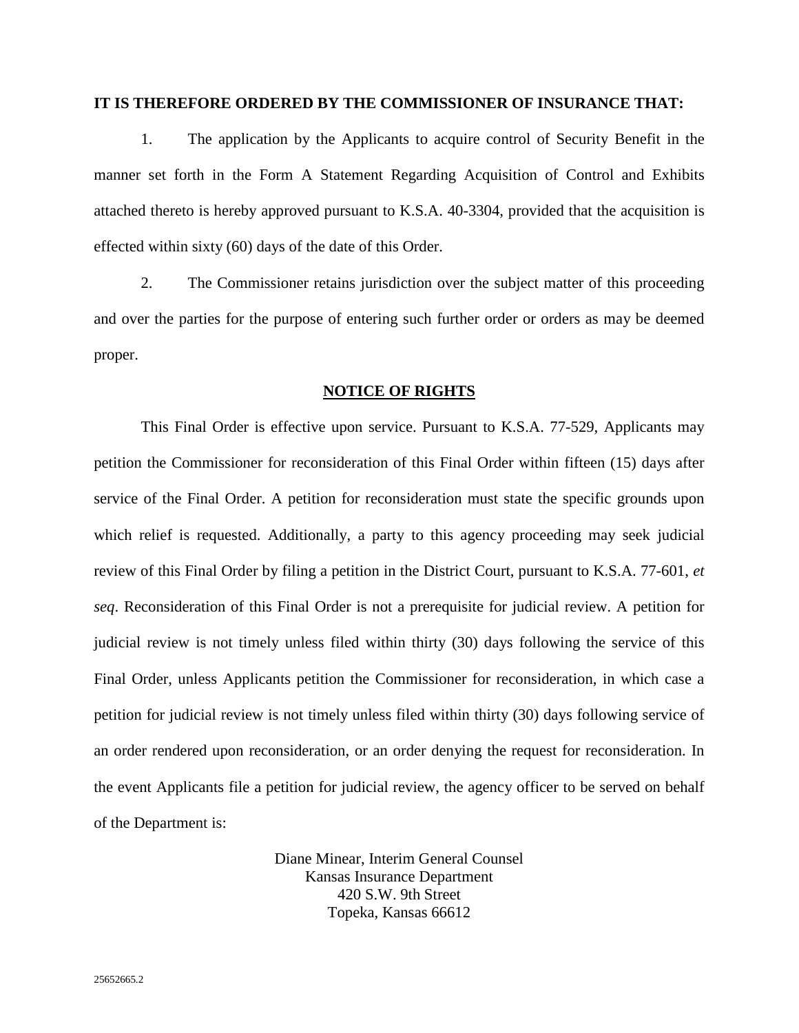**IT IS THEREFORE ORDERED BY THE COMMISSIONER OF INSURANCE THAT:**

1. The application by the Applicants to acquire control of Security Benefit in the manner set forth in the Form A Statement Regarding Acquisition of Control and Exhibits attached thereto is hereby approved pursuant to K.S.A. 40-3304, provided that the acquisition is effected within sixty (60) days of the date of this Order.

2. The Commissioner retains jurisdiction over the subject matter of this proceeding and over the parties for the purpose of entering such further order or orders as may be deemed proper.

**NOTICE OF RIGHTS**

This Final Order is effective upon service. Pursuant to K.S.A. 77-529, Applicants may petition the Commissioner for reconsideration of this Final Order within fifteen (15) days after service of the Final Order. A petition for reconsideration must state the specific grounds upon which relief is requested. Additionally, a party to this agency proceeding may seek judicial review of this Final Order by filing a petition in the District Court, pursuant to K.S.A. 77-601, *et seq*. Reconsideration of this Final Order is not a prerequisite for judicial review. A petition for judicial review is not timely unless filed within thirty (30) days following the service of this Final Order, unless Applicants petition the Commissioner for reconsideration, in which case a petition for judicial review is not timely unless filed within thirty (30) days following service of an order rendered upon reconsideration, or an order denying the request for reconsideration. In the event Applicants file a petition for judicial review, the agency officer to be served on behalf of the Department is:

Diane Minear, Interim General Counsel
Kansas Insurance Department
420 S.W. 9th Street
Topeka, Kansas 66612

25652665.2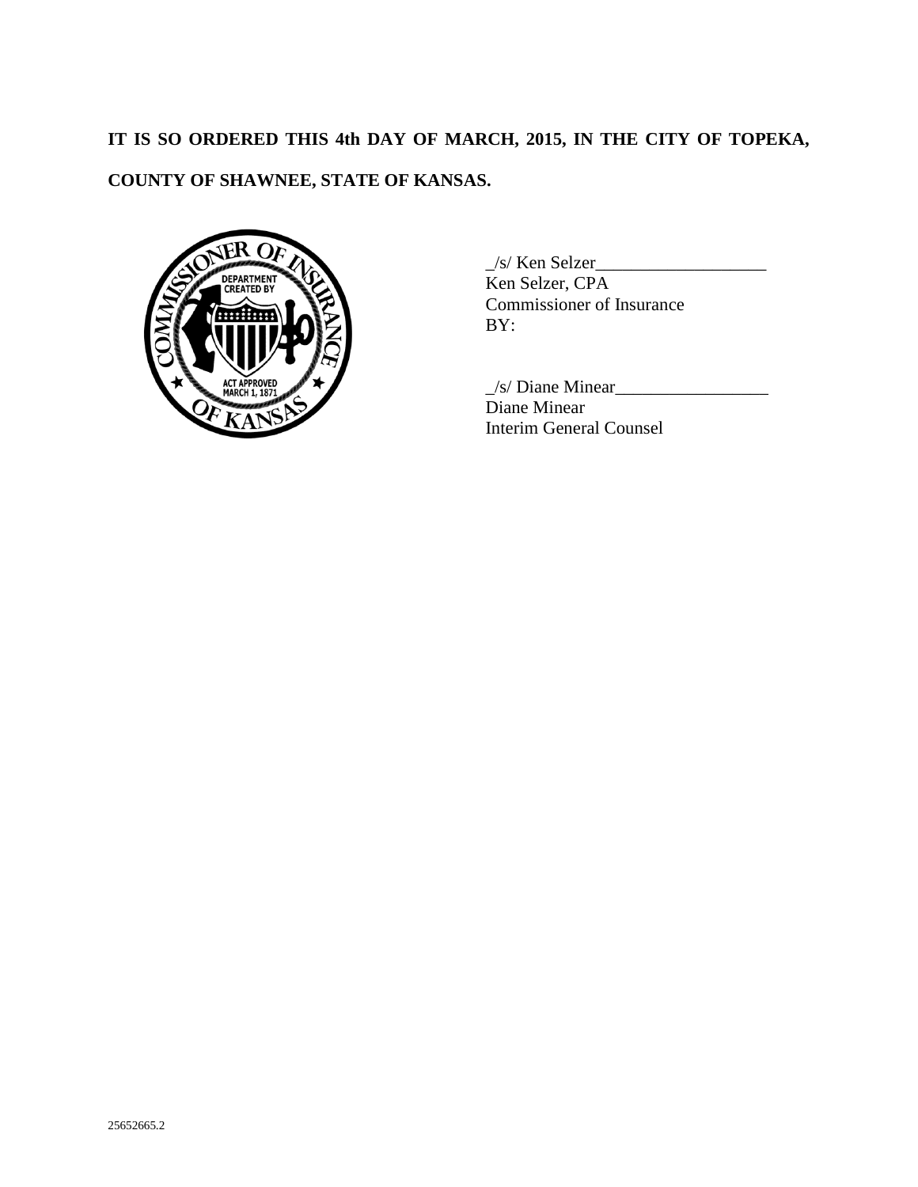**IT IS SO ORDERED THIS 4th DAY OF MARCH, 2015, IN THE CITY OF TOPEKA, COUNTY OF SHAWNEE, STATE OF KANSAS.**

_/s/ Ken Selzer___________________
Ken Selzer, CPA
Commissioner of Insurance
BY:

_/s/ Diane Minear_________________
Diane Minear
Interim General Counsel

25652665.2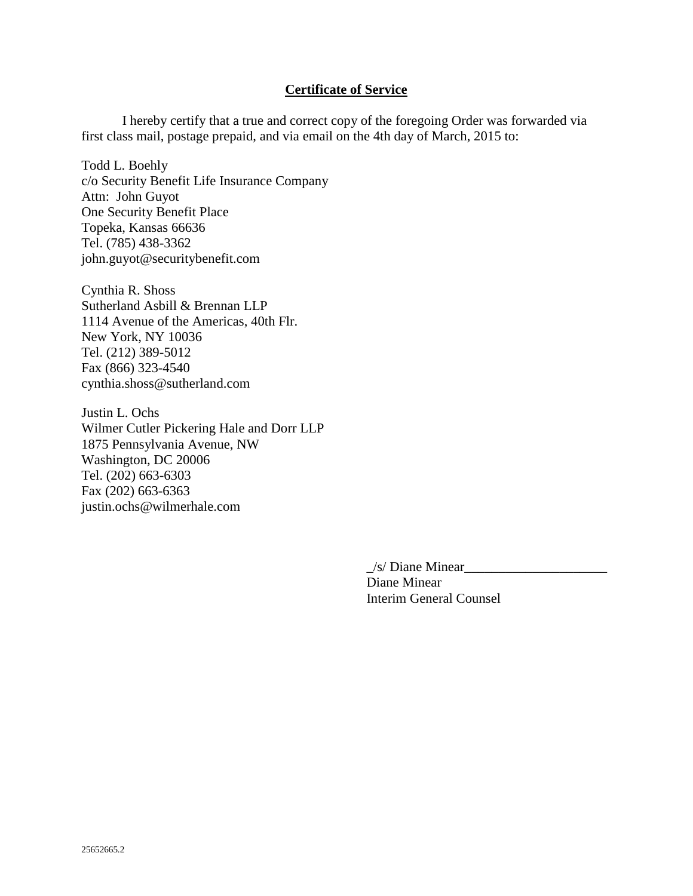**Certificate of Service**

I hereby certify that a true and correct copy of the foregoing Order was forwarded via first class mail, postage prepaid, and via email on the 4th day of March, 2015 to:

Todd L. Boehly  
c/o Security Benefit Life Insurance Company  
Attn: John Guyot  
One Security Benefit Place  
Topeka, Kansas 66636  
Tel. (785) 438-3362  
john.guyot@securitybenefit.com

Cynthia R. Shoss  
Sutherland Asbill & Brennan LLP  
1114 Avenue of the Americas, 40th Flr.  
New York, NY 10036  
Tel. (212) 389-5012  
Fax (866) 323-4540  
cynthia.shoss@sutherland.com

Justin L. Ochs  
Wilmer Cutler Pickering Hale and Dorr LLP  
1875 Pennsylvania Avenue, NW  
Washington, DC 20006  
Tel. (202) 663-6303  
Fax (202) 663-6363  
justin.ochs@wilmerhale.com

_/s/ Diane Minear_____________________  
Diane Minear  
Interim General Counsel

25652665.2